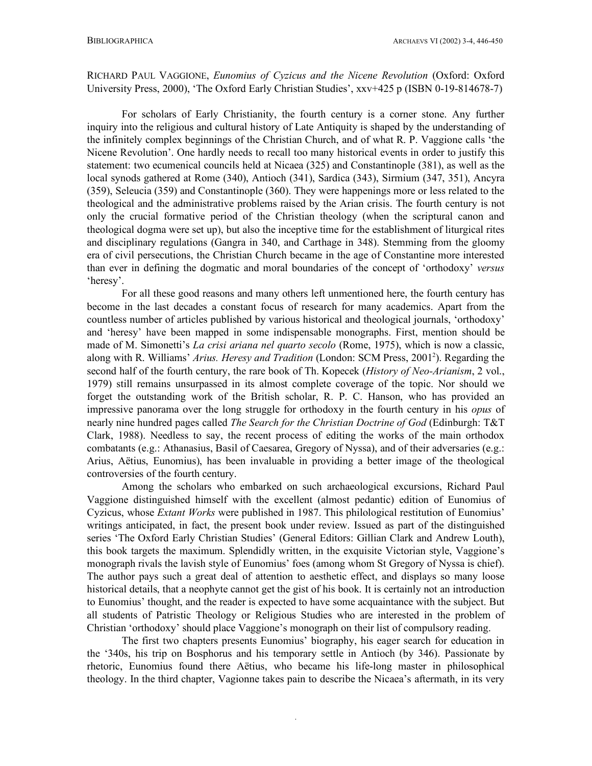RICHARD PAUL VAGGIONE, *Eunomius of Cyzicus and the Nicene Revolution* (Oxford: Oxford University Press, 2000), 'The Oxford Early Christian Studies', xxv+425 p (ISBN 0-19-814678-7)

For scholars of Early Christianity, the fourth century is a corner stone. Any further inquiry into the religious and cultural history of Late Antiquity is shaped by the understanding of the infinitely complex beginnings of the Christian Church, and of what R. P. Vaggione calls 'the Nicene Revolution'. One hardly needs to recall too many historical events in order to justify this statement: two ecumenical councils held at Nicaea (325) and Constantinople (381), as well as the local synods gathered at Rome (340), Antioch (341), Sardica (343), Sirmium (347, 351), Ancyra (359), Seleucia (359) and Constantinople (360). They were happenings more or less related to the theological and the administrative problems raised by the Arian crisis. The fourth century is not only the crucial formative period of the Christian theology (when the scriptural canon and theological dogma were set up), but also the inceptive time for the establishment of liturgical rites and disciplinary regulations (Gangra in 340, and Carthage in 348). Stemming from the gloomy era of civil persecutions, the Christian Church became in the age of Constantine more interested than ever in defining the dogmatic and moral boundaries of the concept of 'orthodoxy' *versus* 'heresy'.

For all these good reasons and many others left unmentioned here, the fourth century has become in the last decades a constant focus of research for many academics. Apart from the countless number of articles published by various historical and theological journals, 'orthodoxy' and 'heresy' have been mapped in some indispensable monographs. First, mention should be made of M. Simonetti's *La crisi ariana nel quarto secolo* (Rome, 1975), which is now a classic, along with R. Williams' *Arius. Heresy and Tradition* (London: SCM Press, 2001[2]). Regarding the second half of the fourth century, the rare book of Th. Kopecek (*History of Neo-Arianism*, 2 vol., 1979) still remains unsurpassed in its almost complete coverage of the topic. Nor should we forget the outstanding work of the British scholar, R. P. C. Hanson, who has provided an impressive panorama over the long struggle for orthodoxy in the fourth century in his *opus* of nearly nine hundred pages called *The Search for the Christian Doctrine of God* (Edinburgh: T&T Clark, 1988). Needless to say, the recent process of editing the works of the main orthodox combatants (e.g.: Athanasius, Basil of Caesarea, Gregory of Nyssa), and of their adversaries (e.g.: Arius, Aëtius, Eunomius), has been invaluable in providing a better image of the theological controversies of the fourth century.

Among the scholars who embarked on such archaeological excursions, Richard Paul Vaggione distinguished himself with the excellent (almost pedantic) edition of Eunomius of Cyzicus, whose *Extant Works* were published in 1987. This philological restitution of Eunomius' writings anticipated, in fact, the present book under review. Issued as part of the distinguished series 'The Oxford Early Christian Studies' (General Editors: Gillian Clark and Andrew Louth), this book targets the maximum. Splendidly written, in the exquisite Victorian style, Vaggione's monograph rivals the lavish style of Eunomius' foes (among whom St Gregory of Nyssa is chief). The author pays such a great deal of attention to aesthetic effect, and displays so many loose historical details, that a neophyte cannot get the gist of his book. It is certainly not an introduction to Eunomius' thought, and the reader is expected to have some acquaintance with the subject. But all students of Patristic Theology or Religious Studies who are interested in the problem of Christian 'orthodoxy' should place Vaggione's monograph on their list of compulsory reading.

The first two chapters presents Eunomius' biography, his eager search for education in the '340s, his trip on Bosphorus and his temporary settle in Antioch (by 346). Passionate by rhetoric, Eunomius found there Aëtius, who became his life-long master in philosophical theology. In the third chapter, Vagionne takes pain to describe the Nicaea's aftermath, in its very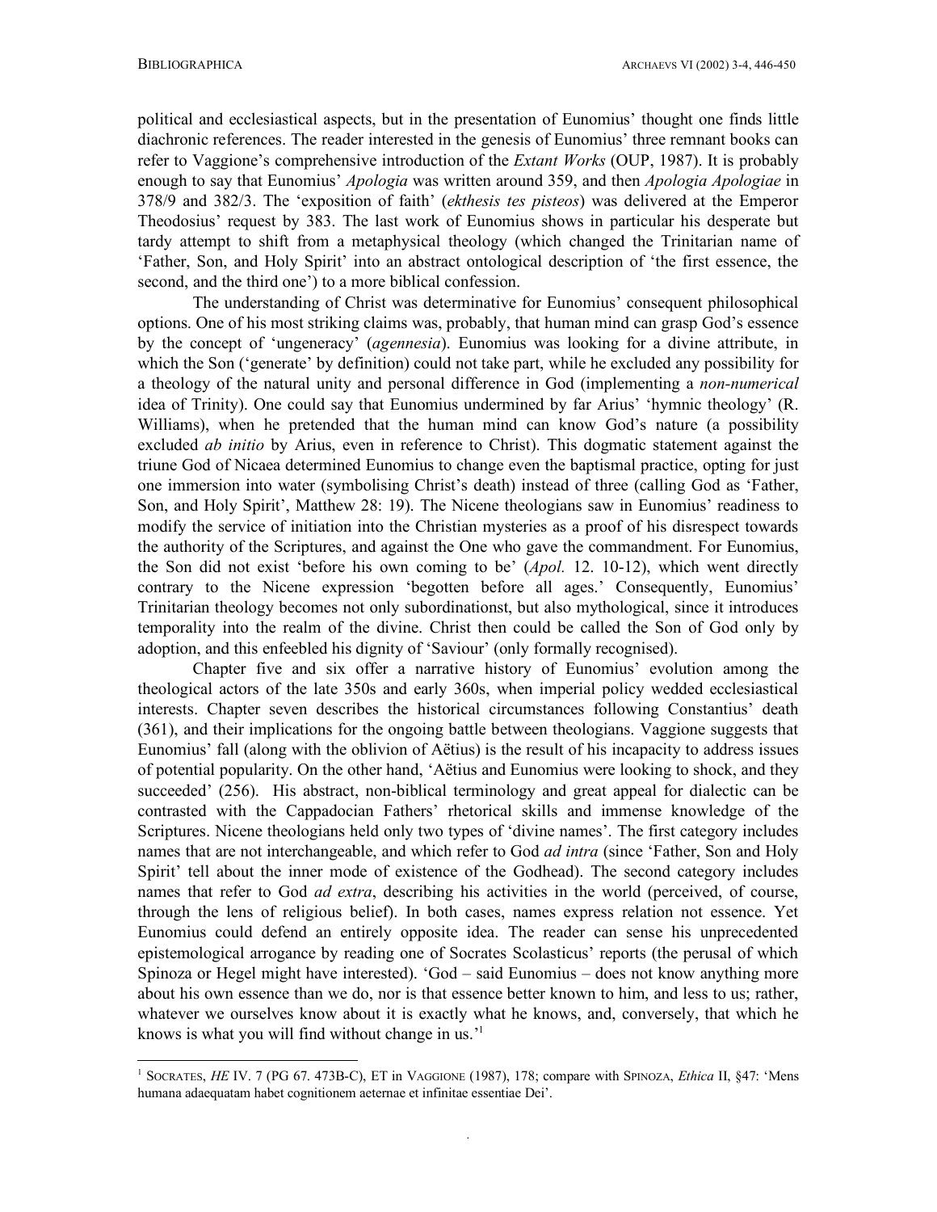political and ecclesiastical aspects, but in the presentation of Eunomius' thought one finds little diachronic references. The reader interested in the genesis of Eunomius' three remnant books can refer to Vaggione's comprehensive introduction of the *Extant Works* (OUP, 1987). It is probably enough to say that Eunomius' *Apologia* was written around 359, and then *Apologia Apologiae* in 378/9 and 382/3. The 'exposition of faith' (*ekthesis tes pisteos*) was delivered at the Emperor Theodosius' request by 383. The last work of Eunomius shows in particular his desperate but tardy attempt to shift from a metaphysical theology (which changed the Trinitarian name of 'Father, Son, and Holy Spirit' into an abstract ontological description of 'the first essence, the second, and the third one') to a more biblical confession.

The understanding of Christ was determinative for Eunomius' consequent philosophical options. One of his most striking claims was, probably, that human mind can grasp God's essence by the concept of 'ungeneracy' (*agennesia*). Eunomius was looking for a divine attribute, in which the Son ('generate' by definition) could not take part, while he excluded any possibility for a theology of the natural unity and personal difference in God (implementing a *non-numerical* idea of Trinity). One could say that Eunomius undermined by far Arius' 'hymnic theology' (R. Williams), when he pretended that the human mind can know God's nature (a possibility excluded *ab initio* by Arius, even in reference to Christ). This dogmatic statement against the triune God of Nicaea determined Eunomius to change even the baptismal practice, opting for just one immersion into water (symbolising Christ's death) instead of three (calling God as 'Father, Son, and Holy Spirit', Matthew 28: 19). The Nicene theologians saw in Eunomius' readiness to modify the service of initiation into the Christian mysteries as a proof of his disrespect towards the authority of the Scriptures, and against the One who gave the commandment. For Eunomius, the Son did not exist 'before his own coming to be' (*Apol.* 12. 10-12), which went directly contrary to the Nicene expression 'begotten before all ages.' Consequently, Eunomius' Trinitarian theology becomes not only subordinationst, but also mythological, since it introduces temporality into the realm of the divine. Christ then could be called the Son of God only by adoption, and this enfeebled his dignity of 'Saviour' (only formally recognised).

Chapter five and six offer a narrative history of Eunomius' evolution among the theological actors of the late 350s and early 360s, when imperial policy wedded ecclesiastical interests. Chapter seven describes the historical circumstances following Constantius' death (361), and their implications for the ongoing battle between theologians. Vaggione suggests that Eunomius' fall (along with the oblivion of Aëtius) is the result of his incapacity to address issues of potential popularity. On the other hand, 'Aëtius and Eunomius were looking to shock, and they succeeded' (256). His abstract, non-biblical terminology and great appeal for dialectic can be contrasted with the Cappadocian Fathers' rhetorical skills and immense knowledge of the Scriptures. Nicene theologians held only two types of 'divine names'. The first category includes names that are not interchangeable, and which refer to God *ad intra* (since 'Father, Son and Holy Spirit' tell about the inner mode of existence of the Godhead). The second category includes names that refer to God *ad extra*, describing his activities in the world (perceived, of course, through the lens of religious belief). In both cases, names express relation not essence. Yet Eunomius could defend an entirely opposite idea. The reader can sense his unprecedented epistemological arrogance by reading one of Socrates Scolasticus' reports (the perusal of which Spinoza or Hegel might have interested). 'God – said Eunomius – does not know anything more about his own essence than we do, nor is that essence better known to him, and less to us; rather, whatever we ourselves know about it is exactly what he knows, and, conversely, that which he knows is what you will find without change in us.'[1]

[1] SOCRATES, *HE* IV. 7 (PG 67. 473B-C), ET in VAGGIONE (1987), 178; compare with SPINOZA, *Ethica* II, §47: 'Mens humana adaequatam habet cognitionem aeternae et infinitae essentiae Dei'.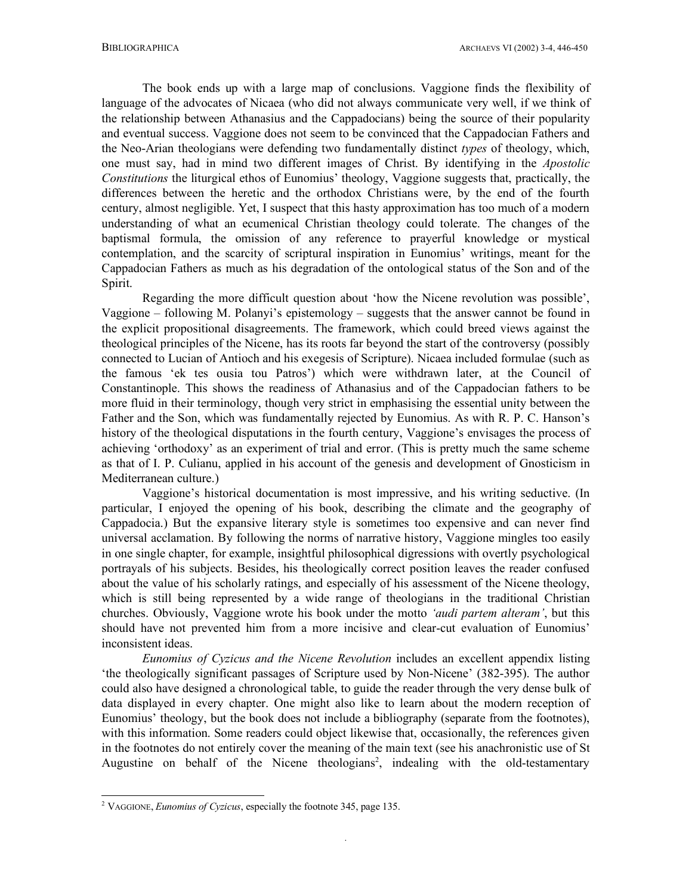The book ends up with a large map of conclusions. Vaggione finds the flexibility of language of the advocates of Nicaea (who did not always communicate very well, if we think of the relationship between Athanasius and the Cappadocians) being the source of their popularity and eventual success. Vaggione does not seem to be convinced that the Cappadocian Fathers and the Neo-Arian theologians were defending two fundamentally distinct *types* of theology, which, one must say, had in mind two different images of Christ. By identifying in the *Apostolic Constitutions* the liturgical ethos of Eunomius' theology, Vaggione suggests that, practically, the differences between the heretic and the orthodox Christians were, by the end of the fourth century, almost negligible. Yet, I suspect that this hasty approximation has too much of a modern understanding of what an ecumenical Christian theology could tolerate. The changes of the baptismal formula, the omission of any reference to prayerful knowledge or mystical contemplation, and the scarcity of scriptural inspiration in Eunomius' writings, meant for the Cappadocian Fathers as much as his degradation of the ontological status of the Son and of the Spirit.

Regarding the more difficult question about 'how the Nicene revolution was possible', Vaggione – following M. Polanyi's epistemology – suggests that the answer cannot be found in the explicit propositional disagreements. The framework, which could breed views against the theological principles of the Nicene, has its roots far beyond the start of the controversy (possibly connected to Lucian of Antioch and his exegesis of Scripture). Nicaea included formulae (such as the famous 'ek tes ousia tou Patros') which were withdrawn later, at the Council of Constantinople. This shows the readiness of Athanasius and of the Cappadocian fathers to be more fluid in their terminology, though very strict in emphasising the essential unity between the Father and the Son, which was fundamentally rejected by Eunomius. As with R. P. C. Hanson's history of the theological disputations in the fourth century, Vaggione's envisages the process of achieving 'orthodoxy' as an experiment of trial and error. (This is pretty much the same scheme as that of I. P. Culianu, applied in his account of the genesis and development of Gnosticism in Mediterranean culture.)

Vaggione's historical documentation is most impressive, and his writing seductive. (In particular, I enjoyed the opening of his book, describing the climate and the geography of Cappadocia.) But the expansive literary style is sometimes too expensive and can never find universal acclamation. By following the norms of narrative history, Vaggione mingles too easily in one single chapter, for example, insightful philosophical digressions with overtly psychological portrayals of his subjects. Besides, his theologically correct position leaves the reader confused about the value of his scholarly ratings, and especially of his assessment of the Nicene theology, which is still being represented by a wide range of theologians in the traditional Christian churches. Obviously, Vaggione wrote his book under the motto *'audi partem alteram'*, but this should have not prevented him from a more incisive and clear-cut evaluation of Eunomius' inconsistent ideas.

*Eunomius of Cyzicus and the Nicene Revolution* includes an excellent appendix listing 'the theologically significant passages of Scripture used by Non-Nicene' (382-395). The author could also have designed a chronological table, to guide the reader through the very dense bulk of data displayed in every chapter. One might also like to learn about the modern reception of Eunomius' theology, but the book does not include a bibliography (separate from the footnotes), with this information. Some readers could object likewise that, occasionally, the references given in the footnotes do not entirely cover the meaning of the main text (see his anachronistic use of St Augustine on behalf of the Nicene theologians[2], indealing with the old-testamentary

[2] VAGGIONE, *Eunomius of Cyzicus*, especially the footnote 345, page 135.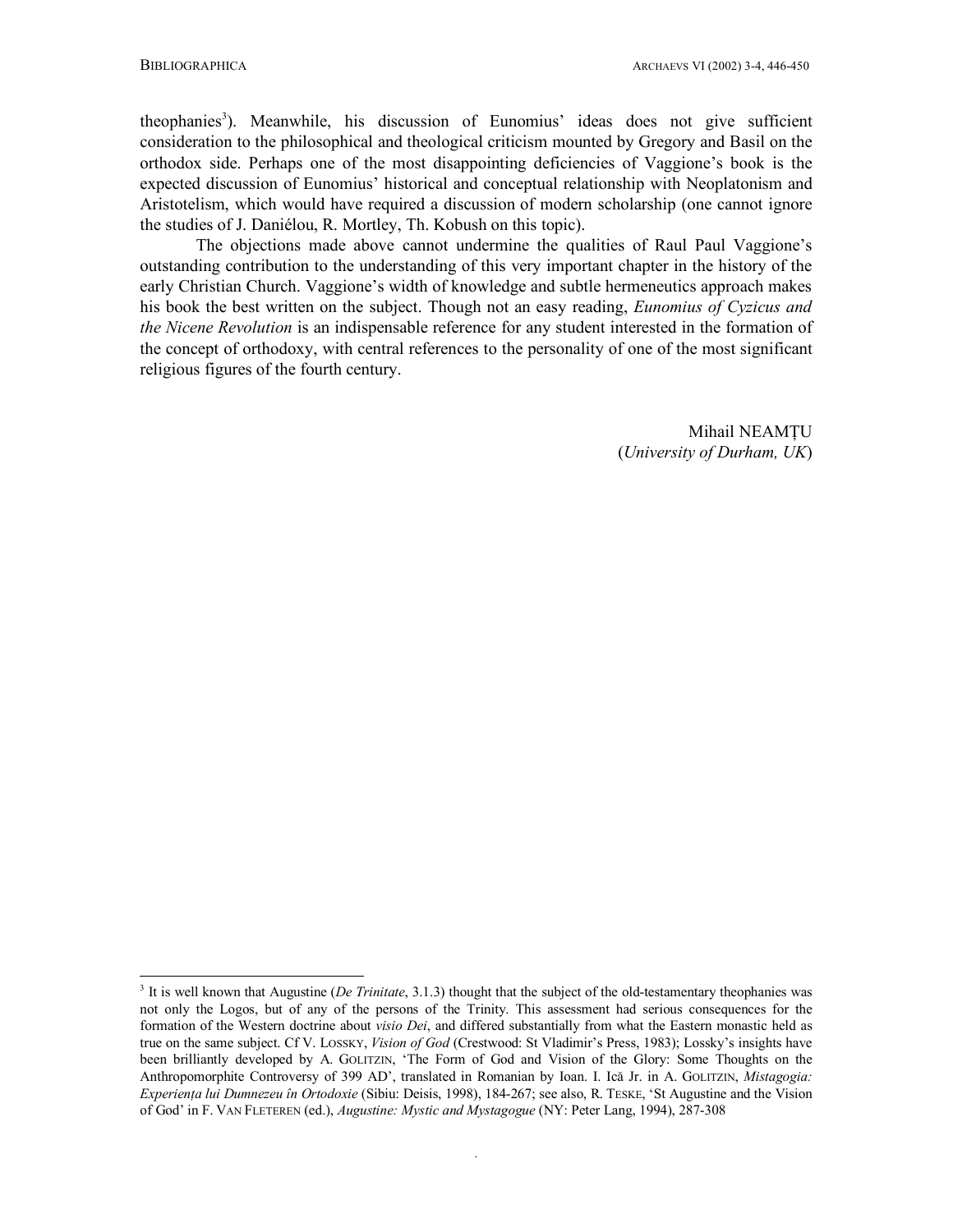theophanies[3]). Meanwhile, his discussion of Eunomius' ideas does not give sufficient consideration to the philosophical and theological criticism mounted by Gregory and Basil on the orthodox side. Perhaps one of the most disappointing deficiencies of Vaggione's book is the expected discussion of Eunomius' historical and conceptual relationship with Neoplatonism and Aristotelism, which would have required a discussion of modern scholarship (one cannot ignore the studies of J. Daniélou, R. Mortley, Th. Kobush on this topic).

The objections made above cannot undermine the qualities of Raul Paul Vaggione's outstanding contribution to the understanding of this very important chapter in the history of the early Christian Church. Vaggione's width of knowledge and subtle hermeneutics approach makes his book the best written on the subject. Though not an easy reading, *Eunomius of Cyzicus and the Nicene Revolution* is an indispensable reference for any student interested in the formation of the concept of orthodoxy, with central references to the personality of one of the most significant religious figures of the fourth century.

Mihail NEAMȚU
(*University of Durham, UK*)

---

[3] It is well known that Augustine (*De Trinitate*, 3.1.3) thought that the subject of the old-testamentary theophanies was not only the Logos, but of any of the persons of the Trinity. This assessment had serious consequences for the formation of the Western doctrine about *visio Dei*, and differed substantially from what the Eastern monastic held as true on the same subject. Cf V. LOSSKY, *Vision of God* (Crestwood: St Vladimir's Press, 1983); Lossky's insights have been brilliantly developed by A. GOLITZIN, 'The Form of God and Vision of the Glory: Some Thoughts on the Anthropomorphite Controversy of 399 AD', translated in Romanian by Ioan. I. Ică Jr. in A. GOLITZIN, *Mistagogia: Experiența lui Dumnezeu în Ortodoxie* (Sibiu: Deisis, 1998), 184-267; see also, R. TESKE, 'St Augustine and the Vision of God' in F. VAN FLETEREN (ed.), *Augustine: Mystic and Mystagogue* (NY: Peter Lang, 1994), 287-308